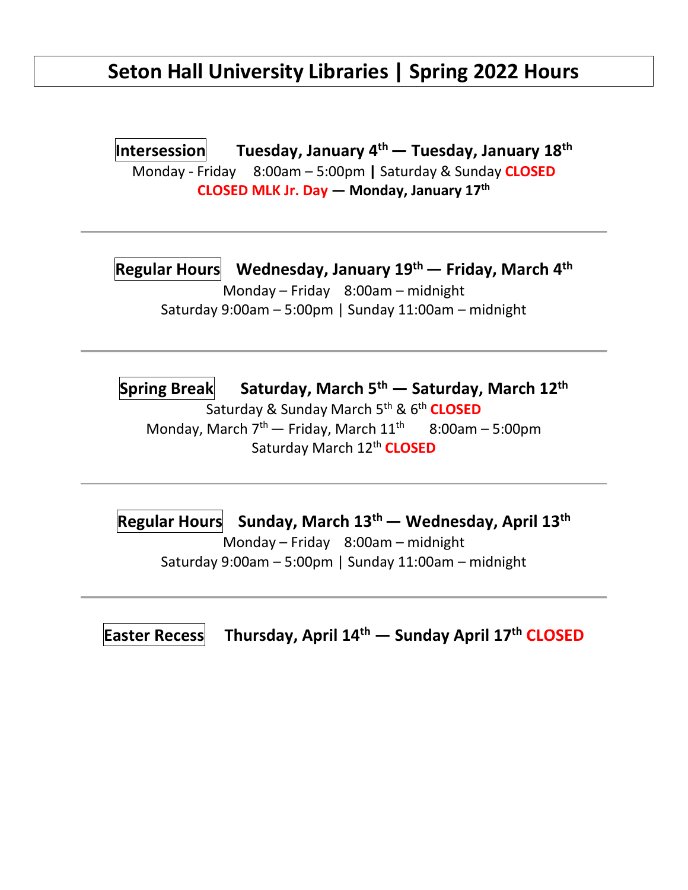# Seton Hall University Libraries | Spring 2022 Hours

**Intersession** **Tuesday, January 4th — Tuesday, January 18th**

Monday - Friday 8:00am – 5:00pm **|** Saturday & Sunday **CLOSED**

**CLOSED MLK Jr. Day — Monday, January 17th**

---

**Regular Hours** **Wednesday, January 19th — Friday, March 4th**

Monday – Friday 8:00am – midnight

Saturday 9:00am – 5:00pm | Sunday 11:00am – midnight

---

**Spring Break** **Saturday, March 5th — Saturday, March 12th**

Saturday & Sunday March 5th & 6th **CLOSED**

Monday, March 7th — Friday, March 11th 8:00am – 5:00pm

Saturday March 12th **CLOSED**

---

**Regular Hours** **Sunday, March 13th — Wednesday, April 13th**

Monday – Friday 8:00am – midnight

Saturday 9:00am – 5:00pm | Sunday 11:00am – midnight

---

**Easter Recess** **Thursday, April 14th — Sunday April 17th CLOSED**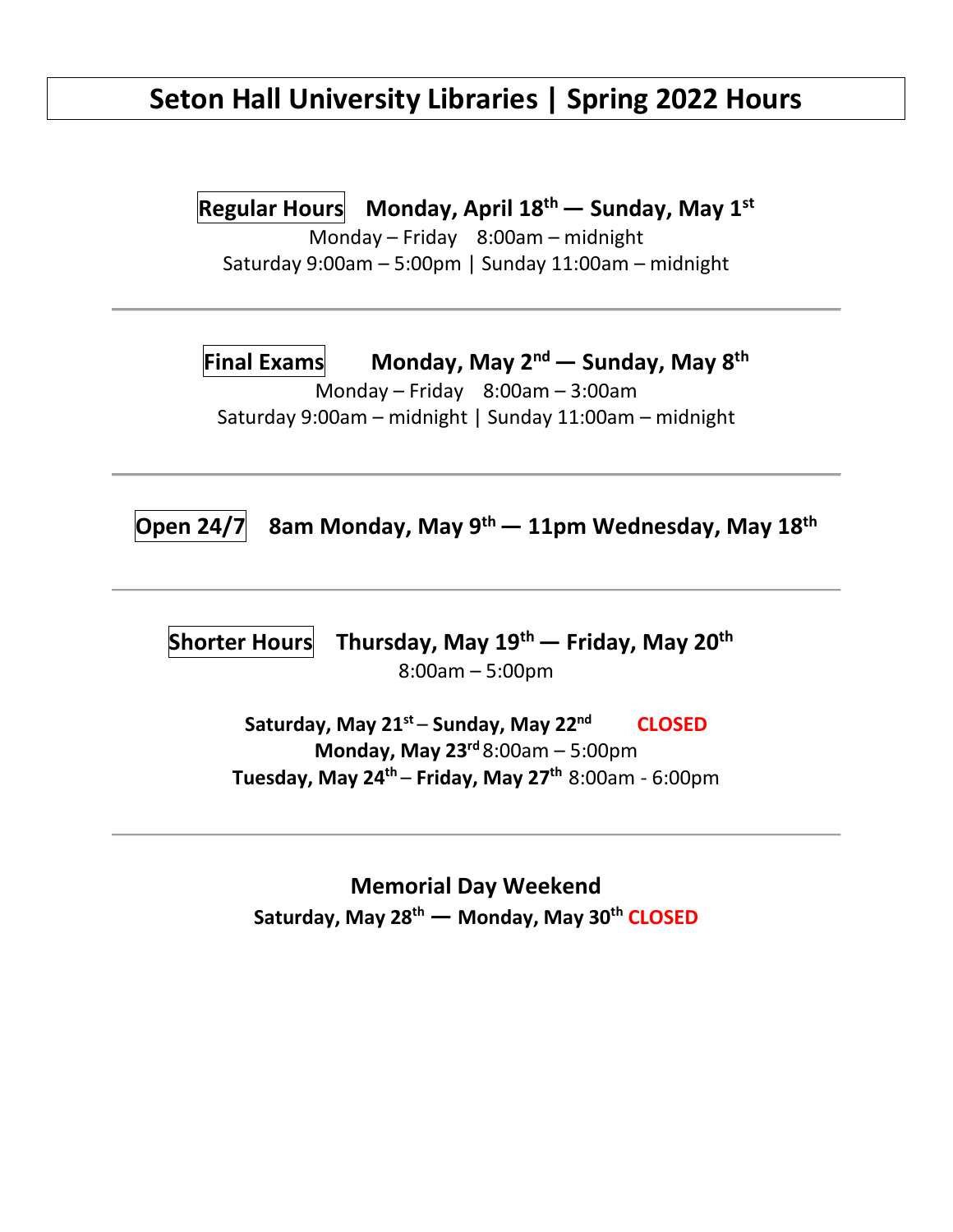# Seton Hall University Libraries | Spring 2022 Hours

**Regular Hours** **Monday, April 18th — Sunday, May 1st**

Monday – Friday 8:00am – midnight

Saturday 9:00am – 5:00pm | Sunday 11:00am – midnight

---

**Final Exams** **Monday, May 2nd — Sunday, May 8th**

Monday – Friday 8:00am – 3:00am

Saturday 9:00am – midnight | Sunday 11:00am – midnight

---

**Open 24/7** **8am Monday, May 9th — 11pm Wednesday, May 18th**

---

**Shorter Hours** **Thursday, May 19th — Friday, May 20th**

8:00am – 5:00pm

**Saturday, May 21st – Sunday, May 22nd** CLOSED

**Monday, May 23rd** 8:00am – 5:00pm

**Tuesday, May 24th – Friday, May 27th** 8:00am - 6:00pm

---

**Memorial Day Weekend**

**Saturday, May 28th — Monday, May 30th** CLOSED